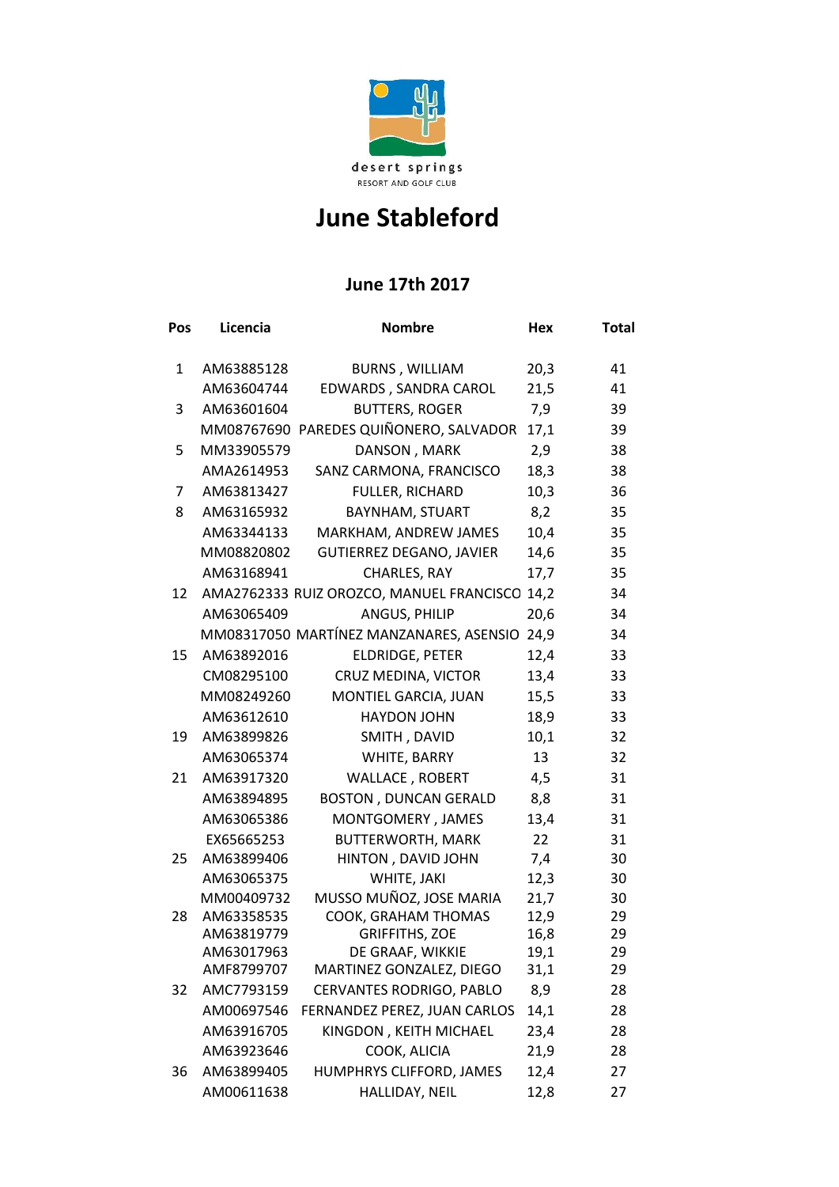desert springs
RESORT AND GOLF CLUB

# June Stableford

## June 17th 2017

| Pos | Licencia | Nombre | Hex | Total |
|---|---|---|---|---|
| 1 | AM63885128 | BURNS , WILLIAM | 20,3 | 41 |
| | AM63604744 | EDWARDS , SANDRA CAROL | 21,5 | 41 |
| 3 | AM63601604 | BUTTERS, ROGER | 7,9 | 39 |
| | MM08767690 | PAREDES QUIÑONERO, SALVADOR | 17,1 | 39 |
| 5 | MM33905579 | DANSON , MARK | 2,9 | 38 |
| | AMA2614953 | SANZ CARMONA, FRANCISCO | 18,3 | 38 |
| 7 | AM63813427 | FULLER, RICHARD | 10,3 | 36 |
| 8 | AM63165932 | BAYNHAM, STUART | 8,2 | 35 |
| | AM63344133 | MARKHAM, ANDREW JAMES | 10,4 | 35 |
| | MM08820802 | GUTIERREZ DEGANO, JAVIER | 14,6 | 35 |
| | AM63168941 | CHARLES, RAY | 17,7 | 35 |
| 12 | AMA2762333 | RUIZ OROZCO, MANUEL FRANCISCO | 14,2 | 34 |
| | AM63065409 | ANGUS, PHILIP | 20,6 | 34 |
| | MM08317050 | MARTÍNEZ MANZANARES, ASENSIO | 24,9 | 34 |
| 15 | AM63892016 | ELDRIDGE, PETER | 12,4 | 33 |
| | CM08295100 | CRUZ MEDINA, VICTOR | 13,4 | 33 |
| | MM08249260 | MONTIEL GARCIA, JUAN | 15,5 | 33 |
| | AM63612610 | HAYDON JOHN | 18,9 | 33 |
| 19 | AM63899826 | SMITH , DAVID | 10,1 | 32 |
| | AM63065374 | WHITE, BARRY | 13 | 32 |
| 21 | AM63917320 | WALLACE , ROBERT | 4,5 | 31 |
| | AM63894895 | BOSTON , DUNCAN GERALD | 8,8 | 31 |
| | AM63065386 | MONTGOMERY , JAMES | 13,4 | 31 |
| | EX65665253 | BUTTERWORTH, MARK | 22 | 31 |
| 25 | AM63899406 | HINTON , DAVID JOHN | 7,4 | 30 |
| | AM63065375 | WHITE, JAKI | 12,3 | 30 |
| | MM00409732 | MUSSO MUÑOZ, JOSE MARIA | 21,7 | 30 |
| 28 | AM63358535 | COOK, GRAHAM THOMAS | 12,9 | 29 |
| | AM63819779 | GRIFFITHS, ZOE | 16,8 | 29 |
| | AM63017963 | DE GRAAF, WIKKIE | 19,1 | 29 |
| | AMF8799707 | MARTINEZ GONZALEZ, DIEGO | 31,1 | 29 |
| 32 | AMC7793159 | CERVANTES RODRIGO, PABLO | 8,9 | 28 |
| | AM00697546 | FERNANDEZ PEREZ, JUAN CARLOS | 14,1 | 28 |
| | AM63916705 | KINGDON , KEITH MICHAEL | 23,4 | 28 |
| | AM63923646 | COOK, ALICIA | 21,9 | 28 |
| 36 | AM63899405 | HUMPHRYS CLIFFORD, JAMES | 12,4 | 27 |
| | AM00611638 | HALLIDAY, NEIL | 12,8 | 27 |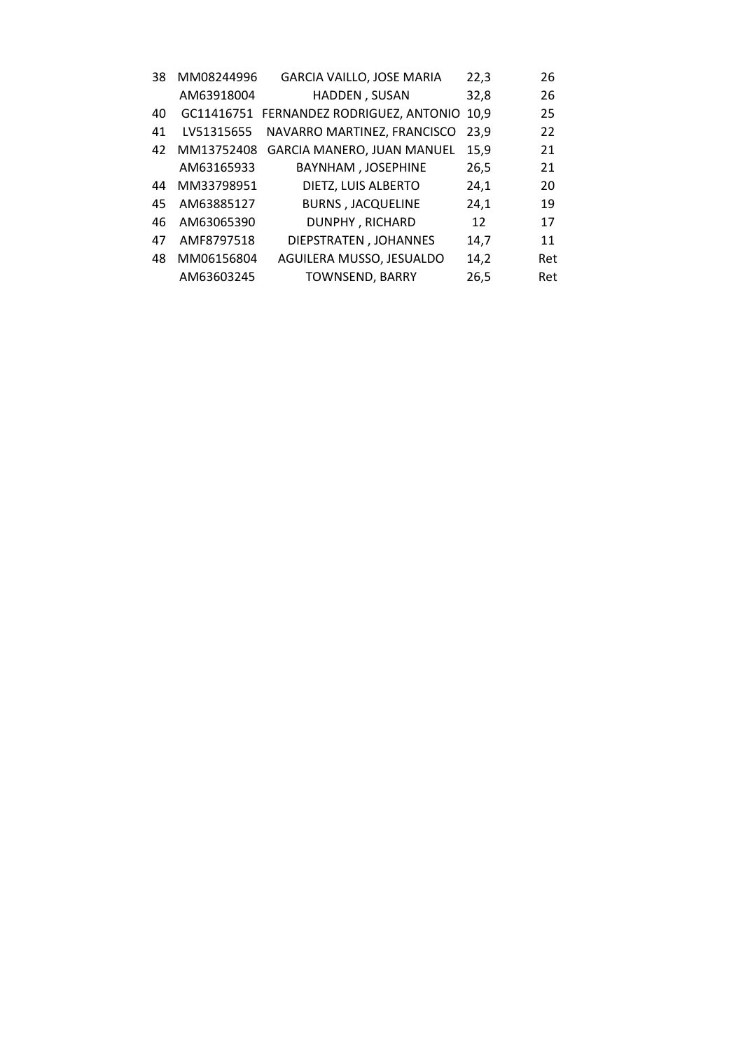| | | | | |
|---|---|---|---|---|
| 38 | MM08244996 | GARCIA VAILLO, JOSE MARIA | 22,3 | 26 |
| | AM63918004 | HADDEN , SUSAN | 32,8 | 26 |
| 40 | GC11416751 | FERNANDEZ RODRIGUEZ, ANTONIO | 10,9 | 25 |
| 41 | LV51315655 | NAVARRO MARTINEZ, FRANCISCO | 23,9 | 22 |
| 42 | MM13752408 | GARCIA MANERO, JUAN MANUEL | 15,9 | 21 |
| | AM63165933 | BAYNHAM , JOSEPHINE | 26,5 | 21 |
| 44 | MM33798951 | DIETZ, LUIS ALBERTO | 24,1 | 20 |
| 45 | AM63885127 | BURNS , JACQUELINE | 24,1 | 19 |
| 46 | AM63065390 | DUNPHY , RICHARD | 12 | 17 |
| 47 | AMF8797518 | DIEPSTRATEN , JOHANNES | 14,7 | 11 |
| 48 | MM06156804 | AGUILERA MUSSO, JESUALDO | 14,2 | Ret |
| | AM63603245 | TOWNSEND, BARRY | 26,5 | Ret |